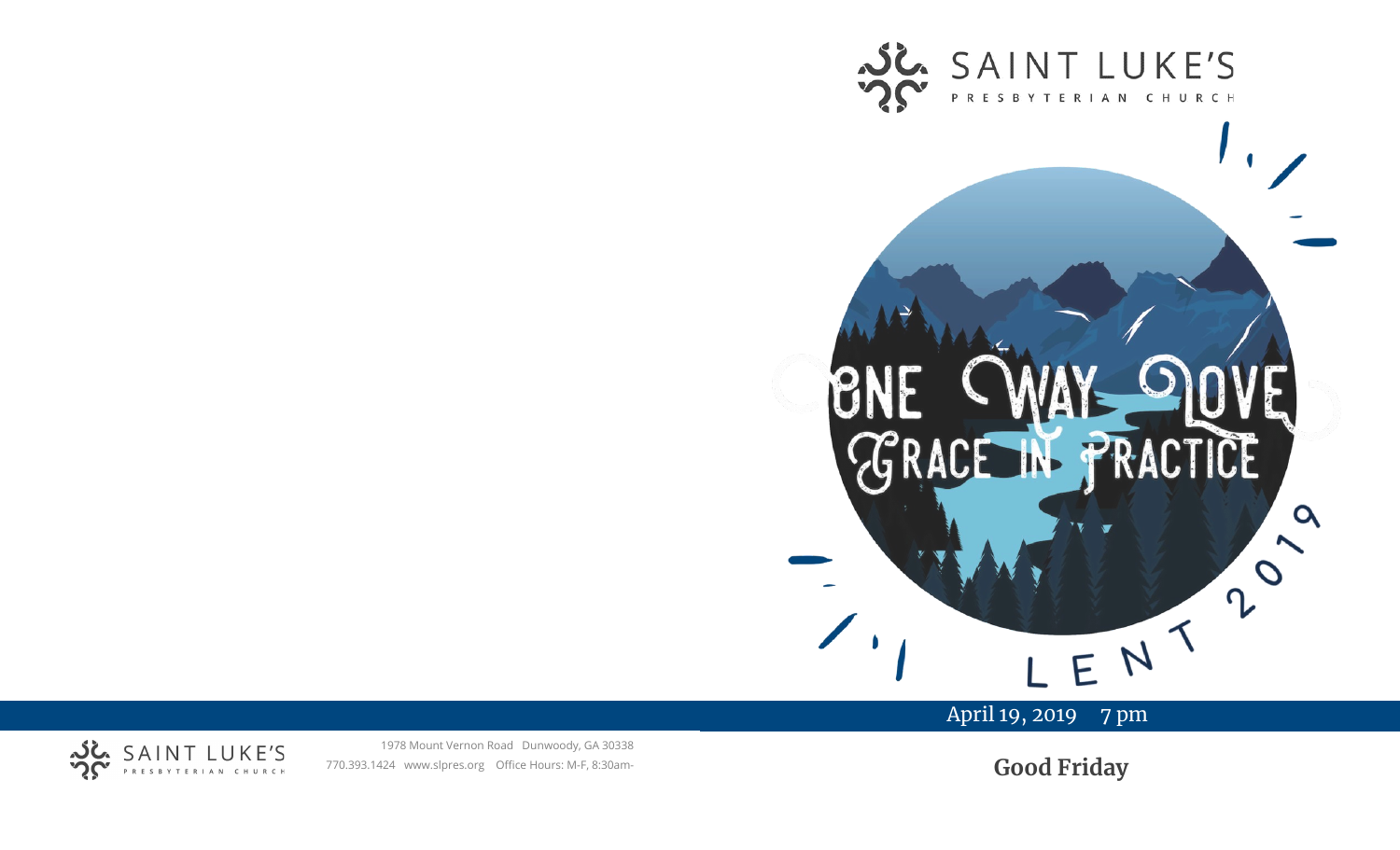SAINT LUKE'S
PRESBYTERIAN CHURCH

ONE WAY LOVE
GRACE IN PRACTICE

LENT 2019

April 19, 2019    7 pm

**Good Friday**

SAINT LUKE'S
PRESBYTERIAN CHURCH

1978 Mount Vernon Road   Dunwoody, GA 30338
770.393.1424   www.slpres.org   Office Hours: M-F, 8:30am-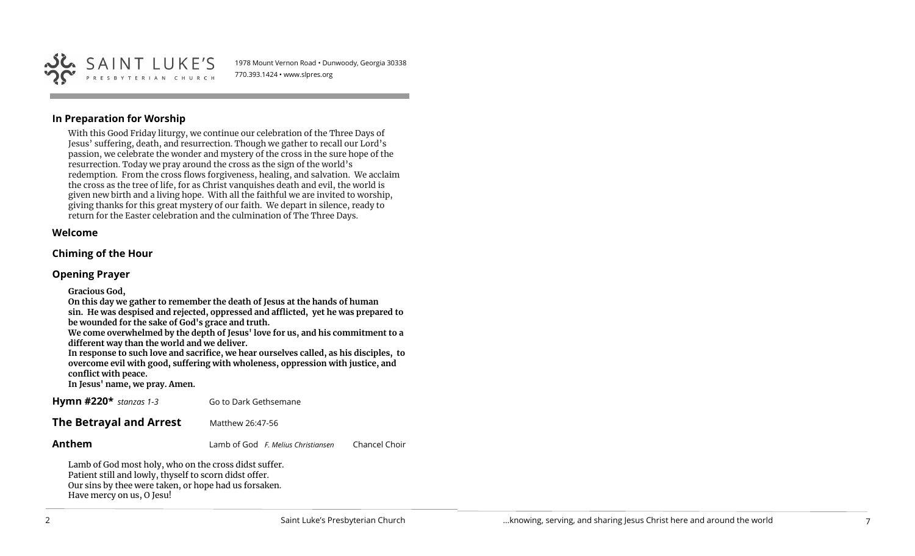SAINT LUKE'S PRESBYTERIAN CHURCH

1978 Mount Vernon Road • Dunwoody, Georgia 30338
770.393.1424 • www.slpres.org

### In Preparation for Worship

With this Good Friday liturgy, we continue our celebration of the Three Days of Jesus' suffering, death, and resurrection. Though we gather to recall our Lord's passion, we celebrate the wonder and mystery of the cross in the sure hope of the resurrection. Today we pray around the cross as the sign of the world's redemption. From the cross flows forgiveness, healing, and salvation. We acclaim the cross as the tree of life, for as Christ vanquishes death and evil, the world is given new birth and a living hope. With all the faithful we are invited to worship, giving thanks for this great mystery of our faith. We depart in silence, ready to return for the Easter celebration and the culmination of The Three Days.

### Welcome

### Chiming of the Hour

### Opening Prayer

**Gracious God,**
**On this day we gather to remember the death of Jesus at the hands of human sin. He was despised and rejected, oppressed and afflicted, yet he was prepared to be wounded for the sake of God's grace and truth.**
**We come overwhelmed by the depth of Jesus' love for us, and his commitment to a different way than the world and we deliver.**
**In response to such love and sacrifice, we hear ourselves called, as his disciples, to overcome evil with good, suffering with wholeness, oppression with justice, and conflict with peace.**
**In Jesus' name, we pray. Amen.**

**Hymn #220*** *stanzas 1-3* Go to Dark Gethsemane

### The Betrayal and Arrest
Matthew 26:47-56

**Anthem** Lamb of God *F. Melius Christiansen* Chancel Choir

Lamb of God most holy, who on the cross didst suffer.
Patient still and lowly, thyself to scorn didst offer.
Our sins by thee were taken, or hope had us forsaken.
Have mercy on us, O Jesu!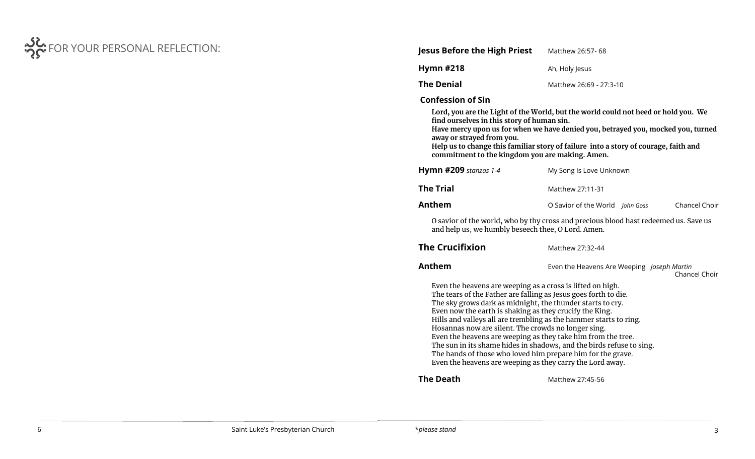FOR YOUR PERSONAL REFLECTION:

**Jesus Before the High Priest** Matthew 26:57- 68

**Hymn #218** Ah, Holy Jesus

**The Denial** Matthew 26:69 - 27:3-10

**Confession of Sin**

**Lord, you are the Light of the World, but the world could not heed or hold you. We find ourselves in this story of human sin.**
**Have mercy upon us for when we have denied you, betrayed you, mocked you, turned away or strayed from you.**
**Help us to change this familiar story of failure into a story of courage, faith and commitment to the kingdom you are making. Amen.**

**Hymn #209** *stanzas 1-4* My Song Is Love Unknown

**The Trial** Matthew 27:11-31

**Anthem** O Savior of the World *John Goss* Chancel Choir

O savior of the world, who by thy cross and precious blood hast redeemed us. Save us and help us, we humbly beseech thee, O Lord. Amen.

**The Crucifixion** Matthew 27:32-44

**Anthem** Even the Heavens Are Weeping *Joseph Martin* Chancel Choir

Even the heavens are weeping as a cross is lifted on high.
The tears of the Father are falling as Jesus goes forth to die.
The sky grows dark as midnight, the thunder starts to cry.
Even now the earth is shaking as they crucify the King.
Hills and valleys all are trembling as the hammer starts to ring.
Hosannas now are silent. The crowds no longer sing.
Even the heavens are weeping as they take him from the tree.
The sun in its shame hides in shadows, and the birds refuse to sing.
The hands of those who loved him prepare him for the grave.
Even the heavens are weeping as they carry the Lord away.

**The Death** Matthew 27:45-56

*\*please stand*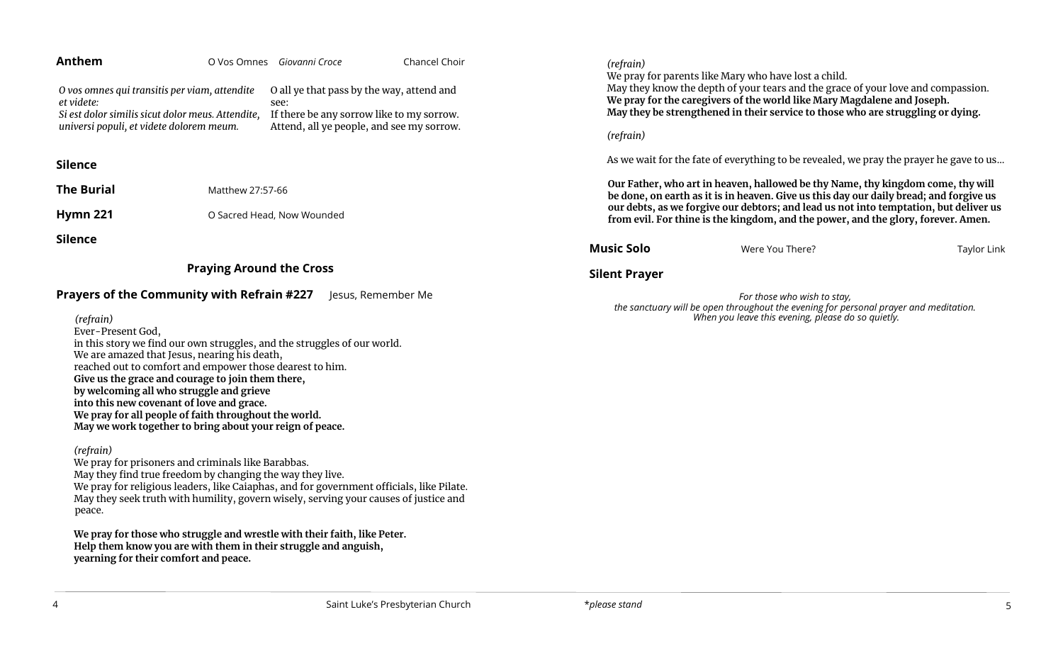**Anthem** O Vos Omnes *Giovanni Croce* Chancel Choir

| | |
|---|---|
| *O vos omnes qui transitis per viam, attendite et videte:* | O all ye that pass by the way, attend and see: |
| *Si est dolor similis sicut dolor meus. Attendite, universi populi, et videte dolorem meum.* | If there be any sorrow like to my sorrow. Attend, all ye people, and see my sorrow. |

**Silence**

**The Burial** Matthew 27:57-66

**Hymn 221** O Sacred Head, Now Wounded

**Silence**

## Praying Around the Cross

**Prayers of the Community with Refrain #227** Jesus, Remember Me

*(refrain)*

Ever-Present God,
in this story we find our own struggles, and the struggles of our world.
We are amazed that Jesus, nearing his death,
reached out to comfort and empower those dearest to him.
**Give us the grace and courage to join them there,**
**by welcoming all who struggle and grieve**
**into this new covenant of love and grace.**
**We pray for all people of faith throughout the world.**
**May we work together to bring about your reign of peace.**

*(refrain)*

We pray for prisoners and criminals like Barabbas.
May they find true freedom by changing the way they live.
We pray for religious leaders, like Caiaphas, and for government officials, like Pilate.
May they seek truth with humility, govern wisely, serving your causes of justice and peace.

**We pray for those who struggle and wrestle with their faith, like Peter.**
**Help them know you are with them in their struggle and anguish,**
**yearning for their comfort and peace.**

*(refrain)*

We pray for parents like Mary who have lost a child.
May they know the depth of your tears and the grace of your love and compassion.
**We pray for the caregivers of the world like Mary Magdalene and Joseph.**
**May they be strengthened in their service to those who are struggling or dying.**

*(refrain)*

As we wait for the fate of everything to be revealed, we pray the prayer he gave to us...

**Our Father, who art in heaven, hallowed be thy Name, thy kingdom come, thy will be done, on earth as it is in heaven. Give us this day our daily bread; and forgive us our debts, as we forgive our debtors; and lead us not into temptation, but deliver us from evil. For thine is the kingdom, and the power, and the glory, forever. Amen.**

**Music Solo** Were You There? Taylor Link

**Silent Prayer**

*For those who wish to stay,*
*the sanctuary will be open throughout the evening for personal prayer and meditation.*
*When you leave this evening, please do so quietly.*

**please stand*